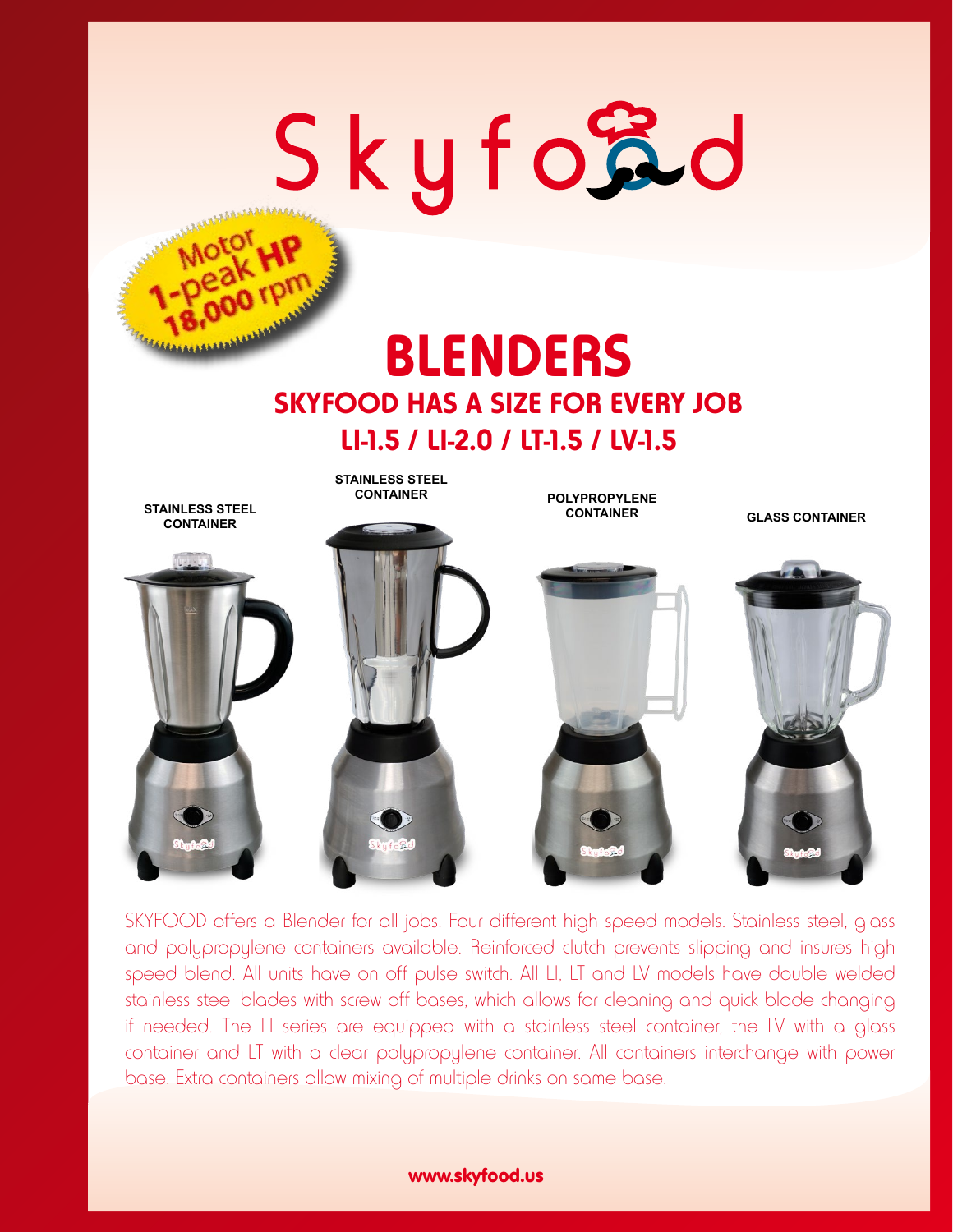# Skyfood

Motor 1-peak HP 18,000 rpm

# BLENDERS

## SKYFOOD HAS A SIZE FOR EVERY JOB

## LI-1.5 / LI-2.0 / LT-1.5 / LV-1.5

STAINLESS STEEL CONTAINER

STAINLESS STEEL CONTAINER

POLYPROPYLENE CONTAINER

GLASS CONTAINER

SKYFOOD offers a Blender for all jobs. Four different high speed models. Stainless steel, glass and polypropylene containers available. Reinforced clutch prevents slipping and insures high speed blend. All units have on off pulse switch. All LI, LT and LV models have double welded stainless steel blades with screw off bases, which allows for cleaning and quick blade changing if needed. The LI series are equipped with a stainless steel container, the LV with a glass container and LT with a clear polypropylene container. All containers interchange with power base. Extra containers allow mixing of multiple drinks on same base.

www.skyfood.us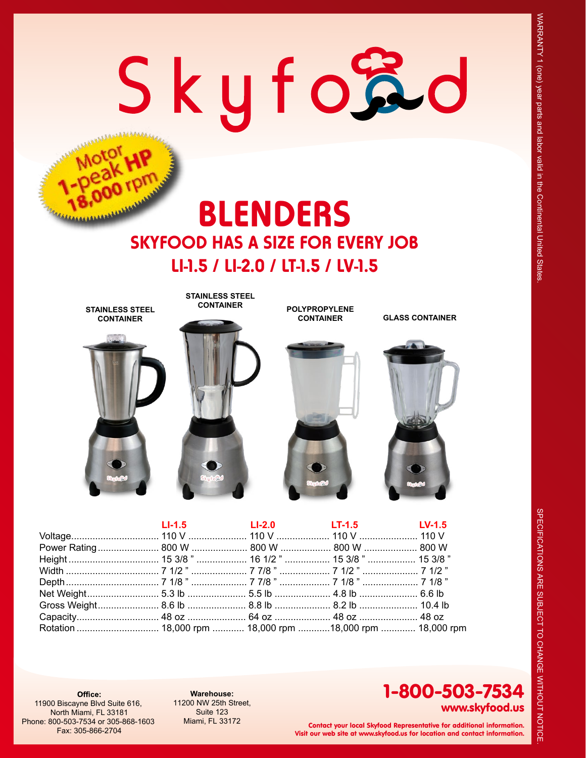# Skyfood

Motor 1-peak HP 18,000 rpm

# BLENDERS

## SKYFOOD HAS A SIZE FOR EVERY JOB

## LI-1.5 / LI-2.0 / LT-1.5 / LV-1.5

STAINLESS STEEL CONTAINER

STAINLESS STEEL CONTAINER

POLYPROPYLENE CONTAINER

GLASS CONTAINER

| | LI-1.5 | LI-2.0 | LT-1.5 | LV-1.5 |
|---|---|---|---|---|
| Voltage | 110 V | 110 V | 110 V | 110 V |
| Power Rating | 800 W | 800 W | 800 W | 800 W |
| Height | 15 3/8 " | 16 1/2 " | 15 3/8 " | 15 3/8 " |
| Width | 7 1/2 " | 7 7/8 " | 7 1/2 " | 7 1/2 " |
| Depth | 7 1/8 " | 7 7/8 " | 7 1/8 " | 7 1/8 " |
| Net Weight | 5.3 lb | 5.5 lb | 4.8 lb | 6.6 lb |
| Gross Weight | 8.6 lb | 8.8 lb | 8.2 lb | 10.4 lb |
| Capacity | 48 oz | 64 oz | 48 oz | 48 oz |
| Rotation | 18,000 rpm | 18,000 rpm | 18,000 rpm | 18,000 rpm |

WARRANTY 1 (one) year parts and labor valid in the Continental United States.

SPECIFICATIONS ARE SUBJECT TO CHANGE WITHOUT NOTICE.

**Office:**
11900 Biscayne Blvd Suite 616,
North Miami, FL 33181
Phone: 800-503-7534 or 305-868-1603
Fax: 305-866-2704

**Warehouse:**
11200 NW 25th Street,
Suite 123
Miami, FL 33172

**1-800-503-7534**
**www.skyfood.us**

**Contact your local Skyfood Representative for additional information.**
**Visit our web site at www.skyfood.us for location and contact information.**